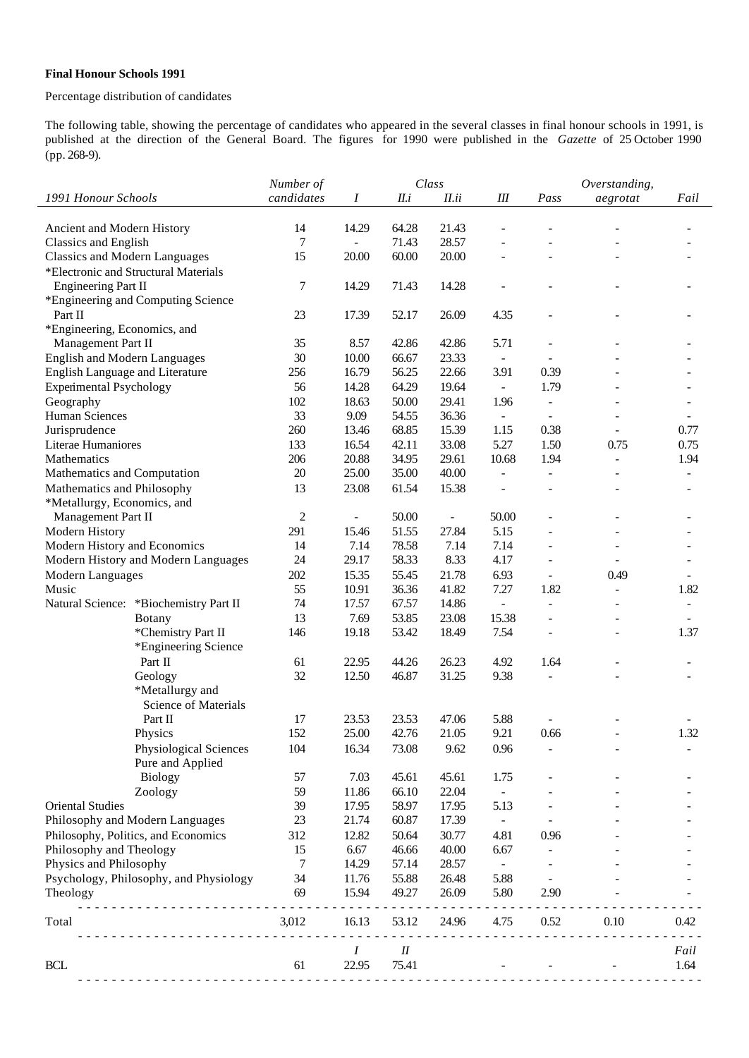**Final Honour Schools 1991**

Percentage distribution of candidates

The following table, showing the percentage of candidates who appeared in the several classes in final honour schools in 1991, is published at the direction of the General Board. The figures for 1990 were published in the *Gazette* of 25 October 1990 (pp. 268-9).

| *1991 Honour Schools* | *Number of candidates* | *Class* *I* | *II.i* | *II.ii* | *III* | *Pass* | *Overstanding, aegrotat* | *Fail* |
|---|---|---|---|---|---|---|---|---|
| Ancient and Modern History | 14 | 14.29 | 64.28 | 21.43 | - | - | - | - |
| Classics and English | 7 | - | 71.43 | 28.57 | - | - | - | - |
| Classics and Modern Languages | 15 | 20.00 | 60.00 | 20.00 | - | - | - | - |
| *Electronic and Structural Materials Engineering Part II | 7 | 14.29 | 71.43 | 14.28 | - | - | - | - |
| *Engineering and Computing Science Part II | 23 | 17.39 | 52.17 | 26.09 | 4.35 | - | - | - |
| *Engineering, Economics, and Management Part II | 35 | 8.57 | 42.86 | 42.86 | 5.71 | - | - | - |
| English and Modern Languages | 30 | 10.00 | 66.67 | 23.33 | - | - | - | - |
| English Language and Literature | 256 | 16.79 | 56.25 | 22.66 | 3.91 | 0.39 | - | - |
| Experimental Psychology | 56 | 14.28 | 64.29 | 19.64 | - | 1.79 | - | - |
| Geography | 102 | 18.63 | 50.00 | 29.41 | 1.96 | - | - | - |
| Human Sciences | 33 | 9.09 | 54.55 | 36.36 | - | - | - | - |
| Jurisprudence | 260 | 13.46 | 68.85 | 15.39 | 1.15 | 0.38 | - | 0.77 |
| Literae Humaniores | 133 | 16.54 | 42.11 | 33.08 | 5.27 | 1.50 | 0.75 | 0.75 |
| Mathematics | 206 | 20.88 | 34.95 | 29.61 | 10.68 | 1.94 | - | 1.94 |
| Mathematics and Computation | 20 | 25.00 | 35.00 | 40.00 | - | - | - | - |
| Mathematics and Philosophy | 13 | 23.08 | 61.54 | 15.38 | - | - | - | - |
| *Metallurgy, Economics, and Management Part II | 2 | - | 50.00 | - | 50.00 | - | - | - |
| Modern History | 291 | 15.46 | 51.55 | 27.84 | 5.15 | - | - | - |
| Modern History and Economics | 14 | 7.14 | 78.58 | 7.14 | 7.14 | - | - | - |
| Modern History and Modern Languages | 24 | 29.17 | 58.33 | 8.33 | 4.17 | - | - | - |
| Modern Languages | 202 | 15.35 | 55.45 | 21.78 | 6.93 | - | 0.49 | - |
| Music | 55 | 10.91 | 36.36 | 41.82 | 7.27 | 1.82 | - | 1.82 |
| Natural Science: *Biochemistry Part II | 74 | 17.57 | 67.57 | 14.86 | - | - | - | - |
| Botany | 13 | 7.69 | 53.85 | 23.08 | 15.38 | - | - | - |
| *Chemistry Part II | 146 | 19.18 | 53.42 | 18.49 | 7.54 | - | - | 1.37 |
| *Engineering Science Part II | 61 | 22.95 | 44.26 | 26.23 | 4.92 | 1.64 | - | - |
| Geology | 32 | 12.50 | 46.87 | 31.25 | 9.38 | - | - | - |
| *Metallurgy and Science of Materials Part II | 17 | 23.53 | 23.53 | 47.06 | 5.88 | - | - | - |
| Physics | 152 | 25.00 | 42.76 | 21.05 | 9.21 | 0.66 | - | 1.32 |
| Physiological Sciences | 104 | 16.34 | 73.08 | 9.62 | 0.96 | - | - | - |
| Pure and Applied Biology | 57 | 7.03 | 45.61 | 45.61 | 1.75 | - | - | - |
| Zoology | 59 | 11.86 | 66.10 | 22.04 | - | - | - | - |
| Oriental Studies | 39 | 17.95 | 58.97 | 17.95 | 5.13 | - | - | - |
| Philosophy and Modern Languages | 23 | 21.74 | 60.87 | 17.39 | - | - | - | - |
| Philosophy, Politics, and Economics | 312 | 12.82 | 50.64 | 30.77 | 4.81 | 0.96 | - | - |
| Philosophy and Theology | 15 | 6.67 | 46.66 | 40.00 | 6.67 | - | - | - |
| Physics and Philosophy | 7 | 14.29 | 57.14 | 28.57 | - | - | - | - |
| Psychology, Philosophy, and Physiology | 34 | 11.76 | 55.88 | 26.48 | 5.88 | - | - | - |
| Theology | 69 | 15.94 | 49.27 | 26.09 | 5.80 | 2.90 | - | - |
| Total | 3,012 | 16.13 | 53.12 | 24.96 | 4.75 | 0.52 | 0.10 | 0.42 |
| | | *I* | *II* | | | | | *Fail* |
| BCL | 61 | 22.95 | 75.41 | | - | - | - | 1.64 |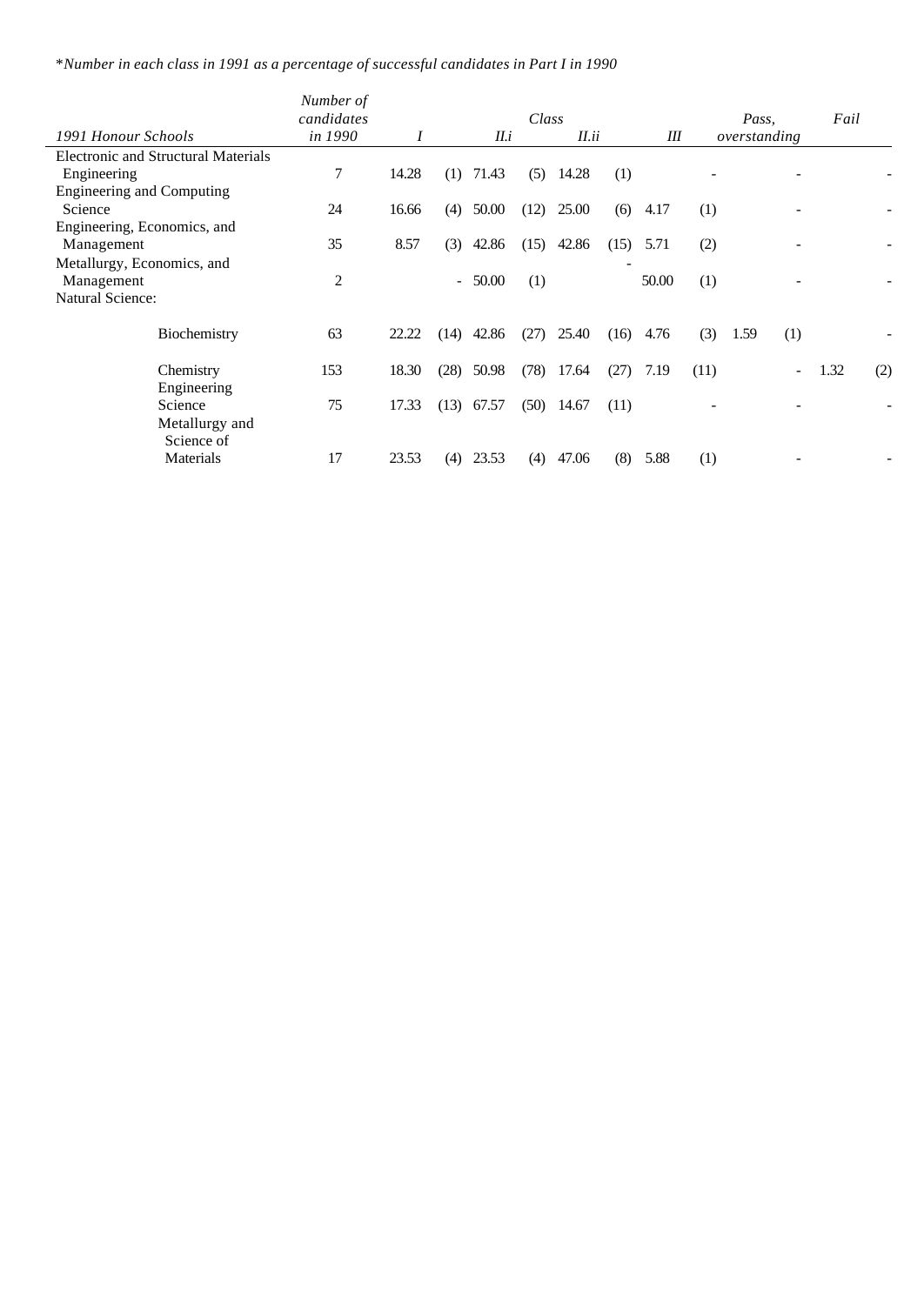\**Number in each class in 1991 as a percentage of successful candidates in Part I in 1990*

| *1991 Honour Schools* | *Number of candidates in 1990* | *Class* | | | | | |
|---|---|---|---|---|---|---|---|
| | | *I* | *II.i* | *II.ii* | *III* | *Pass, overstanding* | *Fail* |
| Electronic and Structural Materials Engineering | 7 | 14.28 (1) | 71.43 (5) | 14.28 (1) | - | - | - |
| Engineering and Computing Science | 24 | 16.66 (4) | 50.00 (12) | 25.00 (6) | 4.17 (1) | - | - |
| Engineering, Economics, and Management | 35 | 8.57 (3) | 42.86 (15) | 42.86 (15) | 5.71 (2) | - | - |
| Metallurgy, Economics, and Management | 2 | - | 50.00 (1) | - | 50.00 (1) | - | - |
| Natural Science: | | | | | | | |
| Biochemistry | 63 | 22.22 (14) | 42.86 (27) | 25.40 (16) | 4.76 (3) | 1.59 (1) | - |
| Chemistry | 153 | 18.30 (28) | 50.98 (78) | 17.64 (27) | 7.19 (11) | - | 1.32 (2) |
| Engineering Science | 75 | 17.33 (13) | 67.57 (50) | 14.67 (11) | - | - | - |
| Metallurgy and Science of Materials | 17 | 23.53 (4) | 23.53 (4) | 47.06 (8) | 5.88 (1) | - | - |